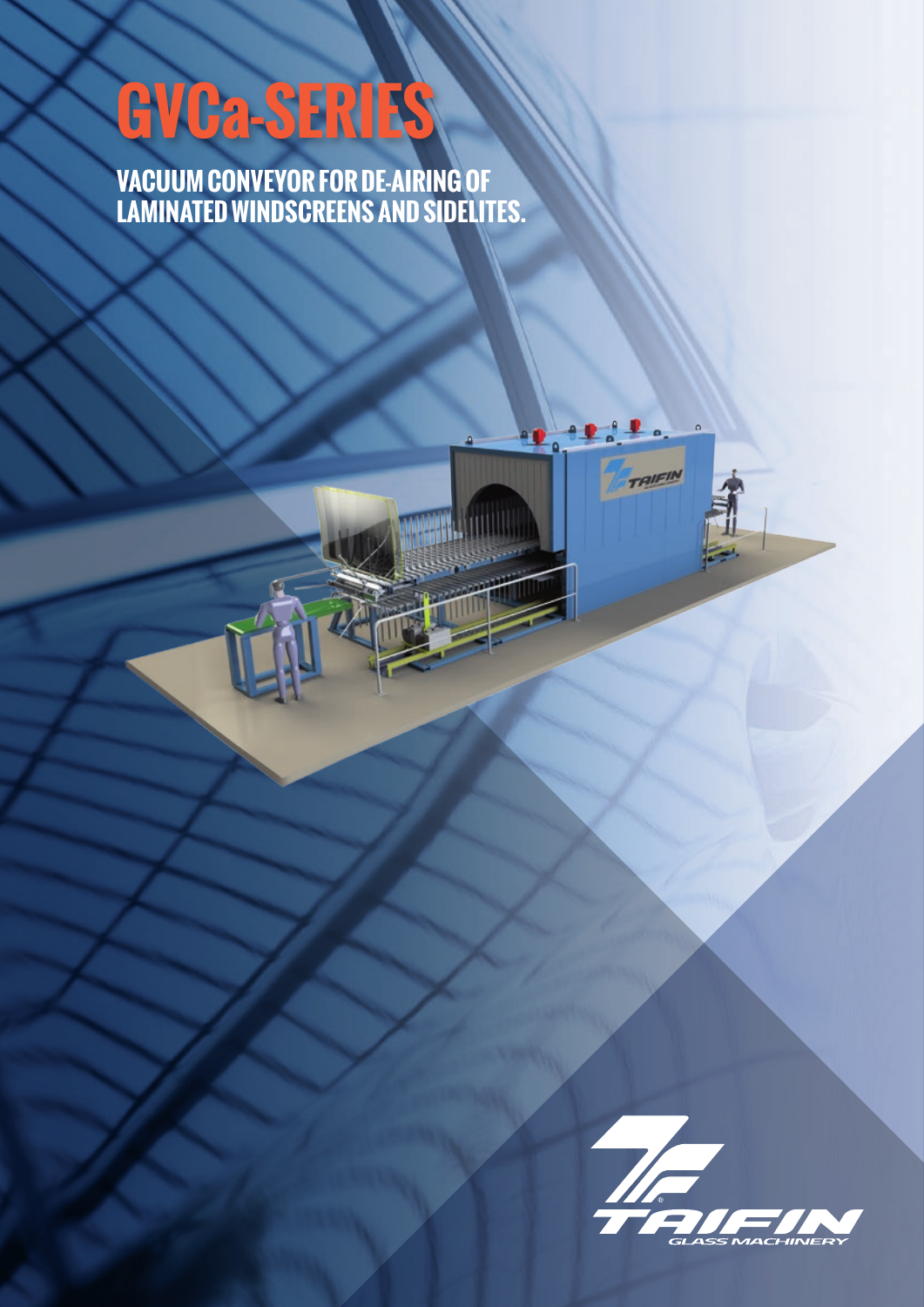# GVCa-SERIES

## VACUUM CONVEYOR FOR DE-AIRING OF LAMINATED WINDSCREENS AND SIDELITES.

TAIFIN GLASS MACHINERY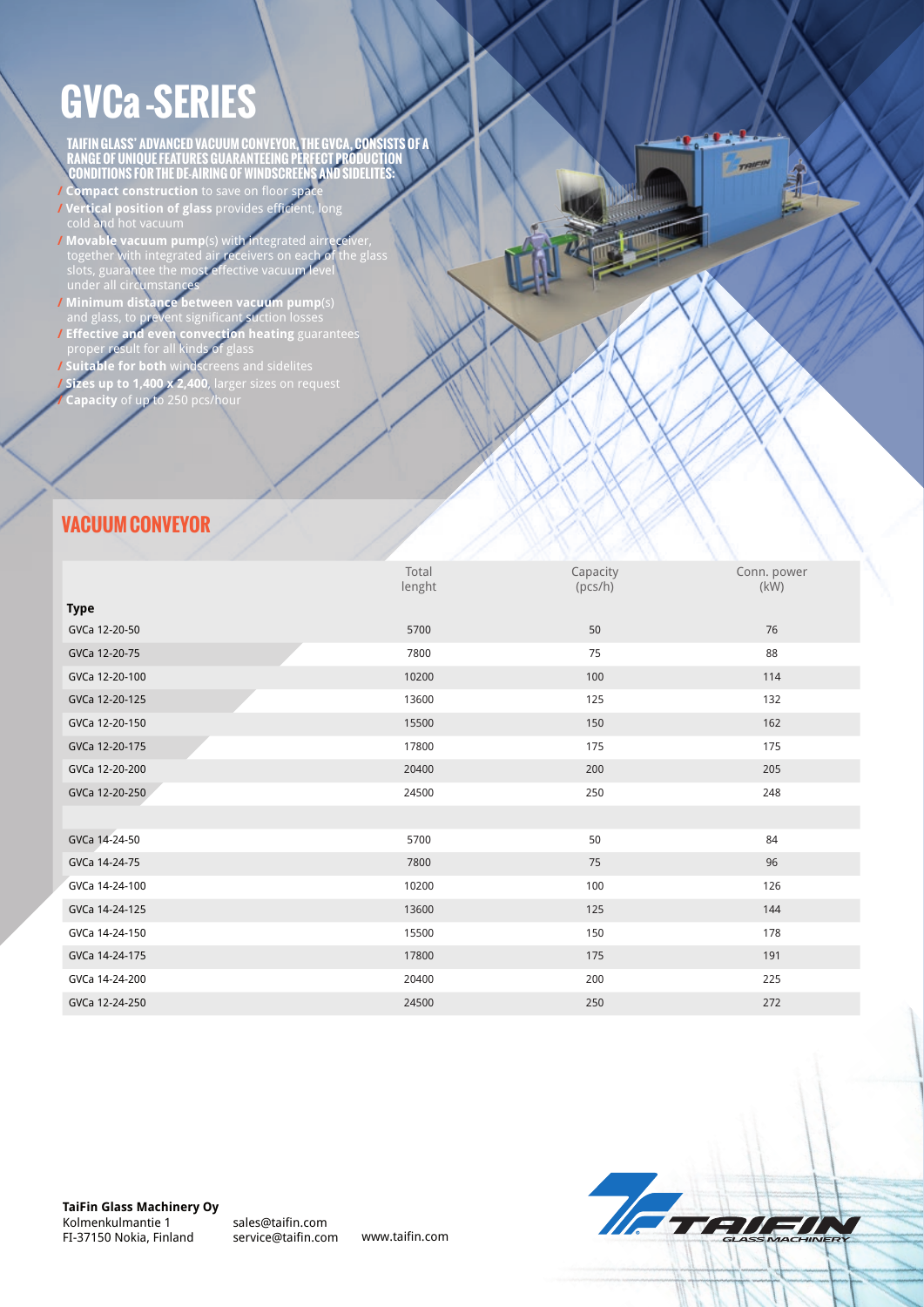# GVCa -SERIES

**TAIFIN GLASS' ADVANCED VACUUM CONVEYOR, THE GVCA, CONSISTS OF A RANGE OF UNIQUE FEATURES GUARANTEEING PERFECT PRODUCTION CONDITIONS FOR THE DE-AIRING OF WINDSCREENS AND SIDELITES:**

- / **Compact construction** to save on floor space
- / **Vertical position of glass** provides efficient, long cold and hot vacuum
- / **Movable vacuum pump**(s) with integrated airreceiver, together with integrated air receivers on each of the glass slots, guarantee the most effective vacuum level under all circumstances
- / **Minimum distance between vacuum pump**(s) and glass, to prevent significant suction losses
- / **Effective and even convection heating** guarantees proper result for all kinds of glass
- / **Suitable for both** windscreens and sidelites
- / **Sizes up to 1,400 x 2,400**, larger sizes on request
- / **Capacity** of up to 250 pcs/hour

## VACUUM CONVEYOR

| Type | Total lenght | Capacity (pcs/h) | Conn. power (kW) |
|---|---|---|---|
| GVCa 12-20-50 | 5700 | 50 | 76 |
| GVCa 12-20-75 | 7800 | 75 | 88 |
| GVCa 12-20-100 | 10200 | 100 | 114 |
| GVCa 12-20-125 | 13600 | 125 | 132 |
| GVCa 12-20-150 | 15500 | 150 | 162 |
| GVCa 12-20-175 | 17800 | 175 | 175 |
| GVCa 12-20-200 | 20400 | 200 | 205 |
| GVCa 12-20-250 | 24500 | 250 | 248 |
| | | | |
| GVCa 14-24-50 | 5700 | 50 | 84 |
| GVCa 14-24-75 | 7800 | 75 | 96 |
| GVCa 14-24-100 | 10200 | 100 | 126 |
| GVCa 14-24-125 | 13600 | 125 | 144 |
| GVCa 14-24-150 | 15500 | 150 | 178 |
| GVCa 14-24-175 | 17800 | 175 | 191 |
| GVCa 14-24-200 | 20400 | 200 | 225 |
| GVCa 12-24-250 | 24500 | 250 | 272 |

**TaiFin Glass Machinery Oy**
Kolmenkulmantie 1
FI-37150 Nokia, Finland

sales@taifin.com
service@taifin.com

www.taifin.com